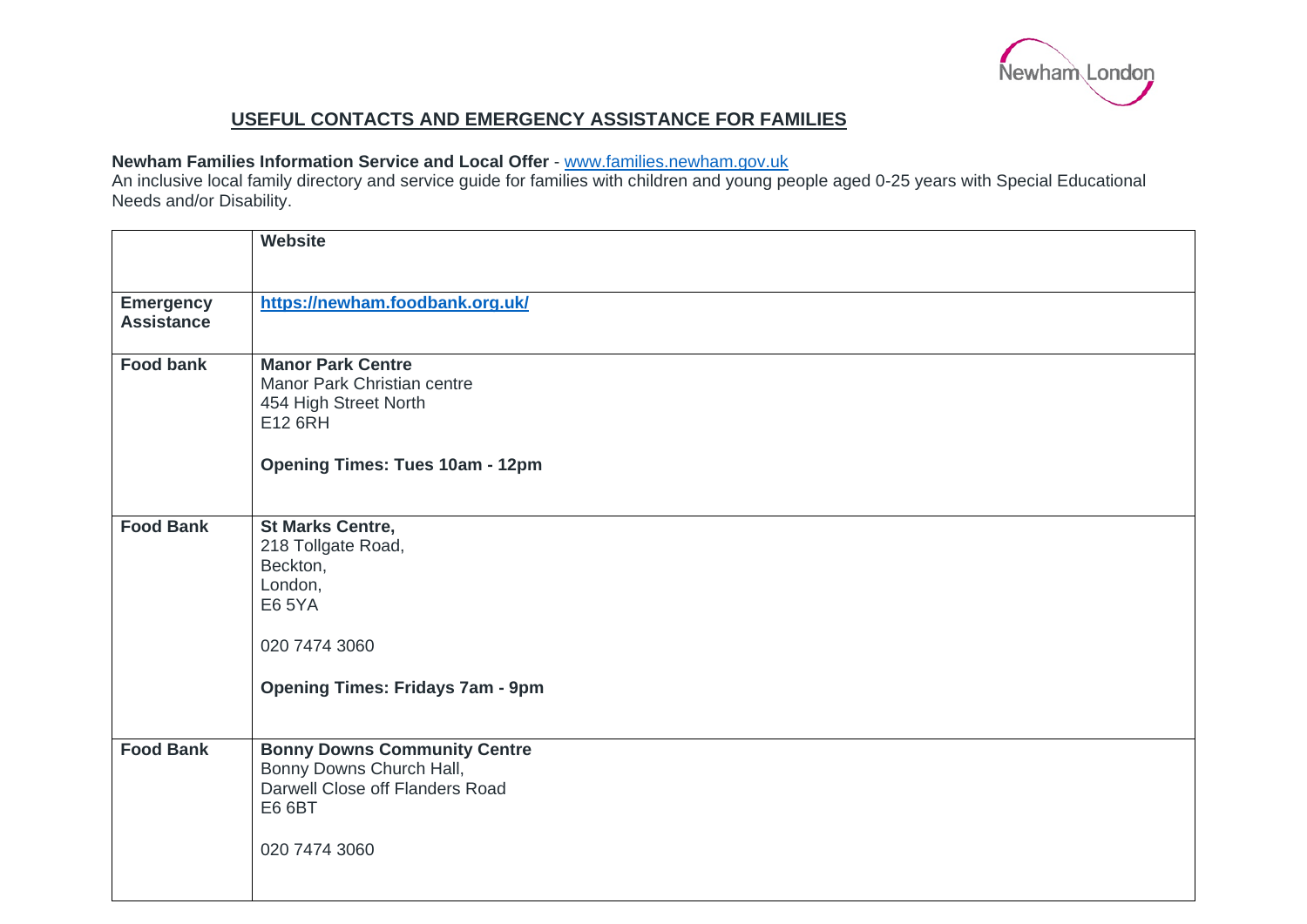## USEFUL CONTACTS AND EMERGENCY ASSISTANCE FOR FAMILIES

**Newham Families Information Service and Local Offer** - www.families.newham.gov.uk
An inclusive local family directory and service guide for families with children and young people aged 0-25 years with Special Educational Needs and/or Disability.

| | **Website** |
|---|---|
| **Emergency Assistance** | **https://newham.foodbank.org.uk/** |
| **Food bank** | **Manor Park Centre**<br>Manor Park Christian centre<br>454 High Street North<br>E12 6RH<br><br>**Opening Times: Tues 10am - 12pm** |
| **Food Bank** | **St Marks Centre,**<br>218 Tollgate Road,<br>Beckton,<br>London,<br>E6 5YA<br><br>020 7474 3060<br><br>**Opening Times: Fridays 7am - 9pm** |
| **Food Bank** | **Bonny Downs Community Centre**<br>Bonny Downs Church Hall,<br>Darwell Close off Flanders Road<br>E6 6BT<br><br>020 7474 3060 |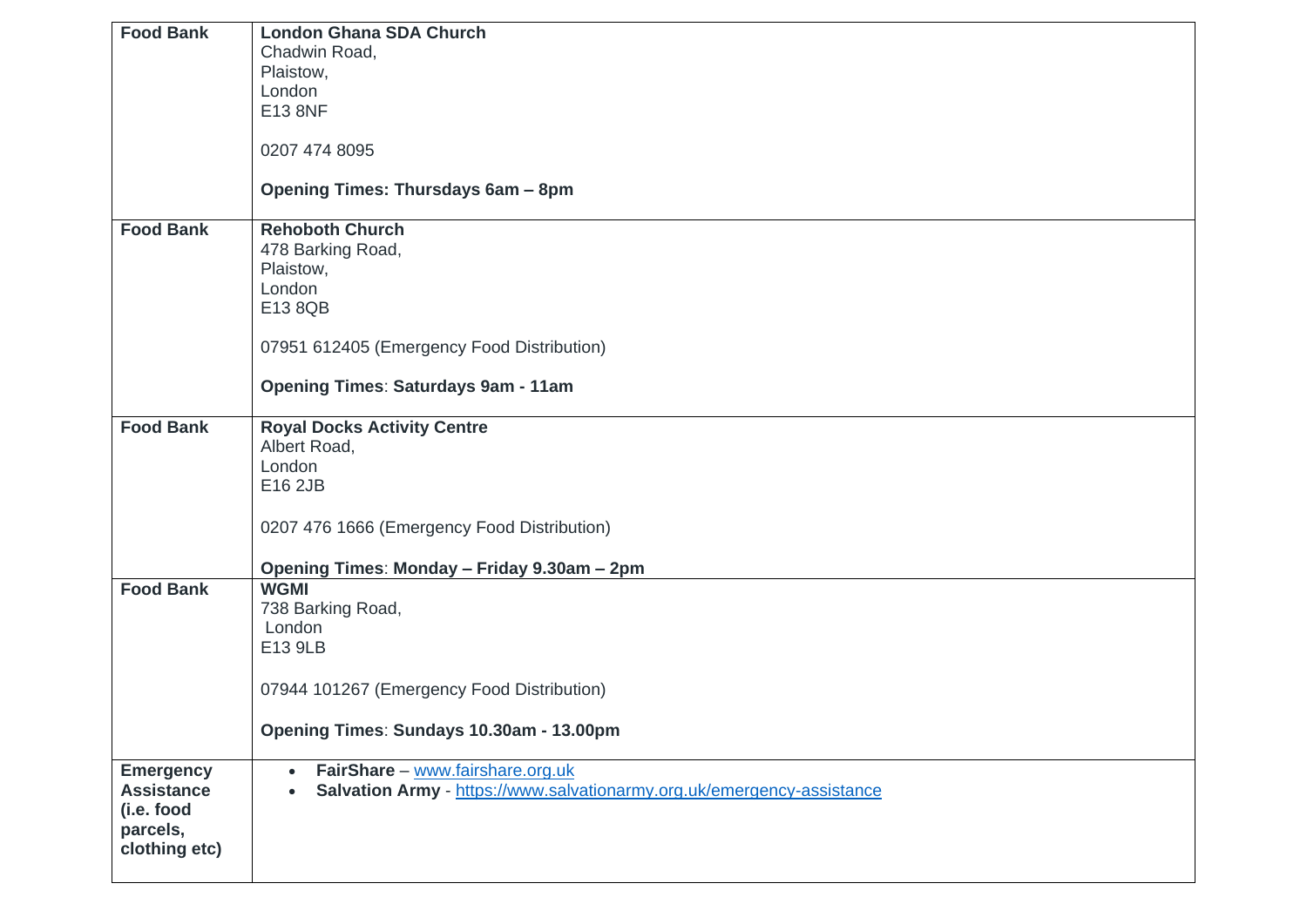| | |
|---|---|
| **Food Bank** | **London Ghana SDA Church**<br>Chadwin Road,<br>Plaistow,<br>London<br>E13 8NF<br><br>0207 474 8095<br><br>**Opening Times: Thursdays 6am – 8pm** |
| **Food Bank** | **Rehoboth Church**<br>478 Barking Road,<br>Plaistow,<br>London<br>E13 8QB<br><br>07951 612405 (Emergency Food Distribution)<br><br>**Opening Times**: **Saturdays 9am - 11am** |
| **Food Bank** | **Royal Docks Activity Centre**<br>Albert Road,<br>London<br>E16 2JB<br><br>0207 476 1666 (Emergency Food Distribution)<br><br>**Opening Times**: **Monday – Friday 9.30am – 2pm** |
| **Food Bank** | **WGMI**<br>738 Barking Road,<br>London<br>E13 9LB<br><br>07944 101267 (Emergency Food Distribution)<br><br>**Opening Times**: **Sundays 10.30am - 13.00pm** |
| **Emergency Assistance (i.e. food parcels, clothing etc)** | • **FairShare** – www.fairshare.org.uk<br>• **Salvation Army** - https://www.salvationarmy.org.uk/emergency-assistance |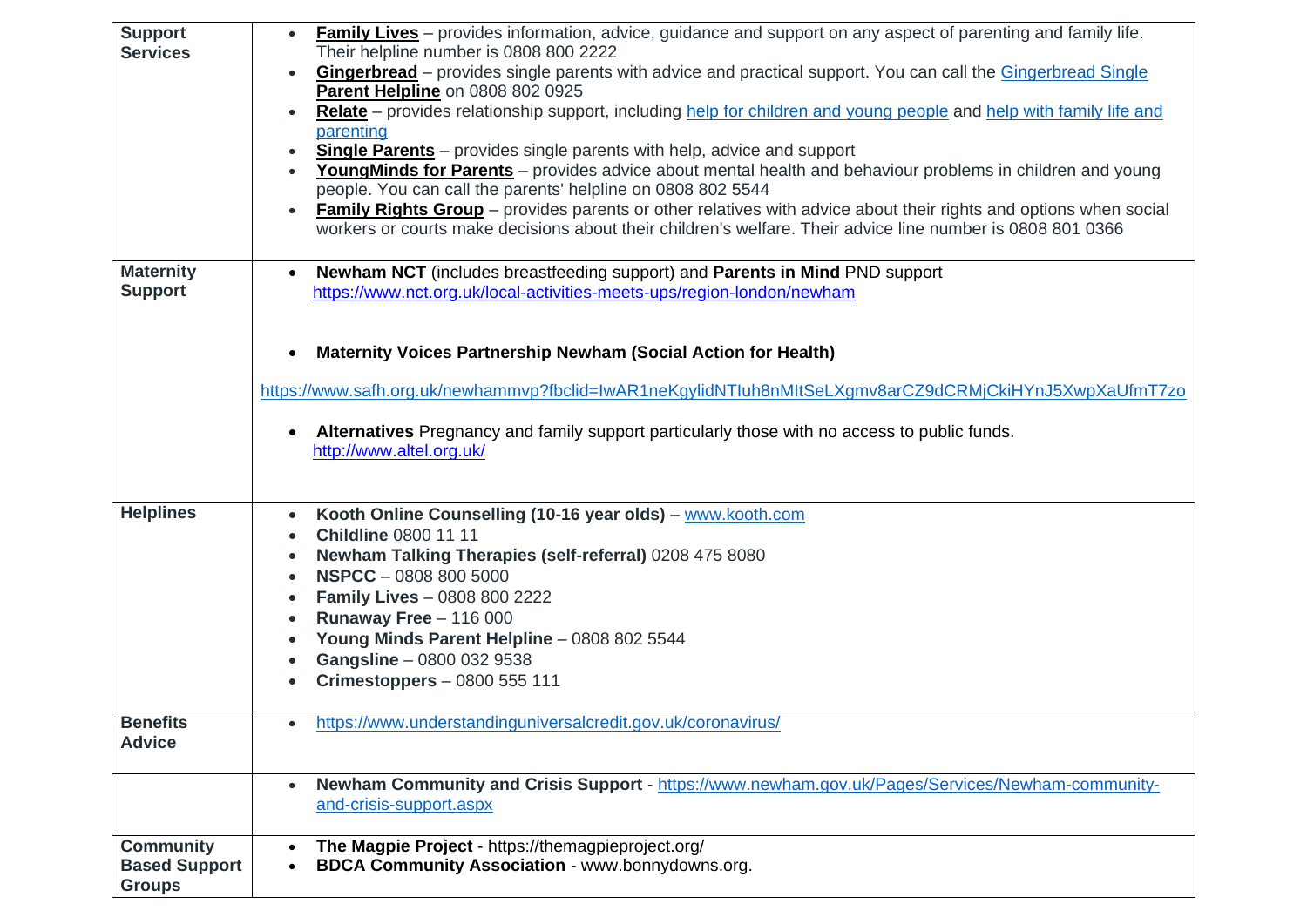| | |
|---|---|
| **Support Services** | • **Family Lives** – provides information, advice, guidance and support on any aspect of parenting and family life. Their helpline number is 0808 800 2222<br>• **Gingerbread** – provides single parents with advice and practical support. You can call the Gingerbread Single Parent Helpline on 0808 802 0925<br>• **Relate** – provides relationship support, including help for children and young people and help with family life and parenting<br>• **Single Parents** – provides single parents with help, advice and support<br>• **YoungMinds for Parents** – provides advice about mental health and behaviour problems in children and young people. You can call the parents' helpline on 0808 802 5544<br>• **Family Rights Group** – provides parents or other relatives with advice about their rights and options when social workers or courts make decisions about their children's welfare. Their advice line number is 0808 801 0366 |
| **Maternity Support** | • **Newham NCT** (includes breastfeeding support) and **Parents in Mind** PND support https://www.nct.org.uk/local-activities-meets-ups/region-london/newham<br><br>• **Maternity Voices Partnership Newham (Social Action for Health)**<br><br>https://www.safh.org.uk/newhammvp?fbclid=IwAR1neKgylidNTIuh8nMItSeLXgmv8arCZ9dCRMjCkiHYnJ5XwpXaUfmT7zo<br><br>• **Alternatives** Pregnancy and family support particularly those with no access to public funds. http://www.altel.org.uk/ |
| **Helplines** | • **Kooth Online Counselling (10-16 year olds)** – www.kooth.com<br>• **Childline** 0800 11 11<br>• **Newham Talking Therapies (self-referral)** 0208 475 8080<br>• **NSPCC** – 0808 800 5000<br>• **Family Lives** – 0808 800 2222<br>• **Runaway Free** – 116 000<br>• **Young Minds Parent Helpline** – 0808 802 5544<br>• **Gangsline** – 0800 032 9538<br>• **Crimestoppers** – 0800 555 111 |
| **Benefits Advice** | • https://www.understandinguniversalcredit.gov.uk/coronavirus/ |
| | • **Newham Community and Crisis Support** - https://www.newham.gov.uk/Pages/Services/Newham-community-and-crisis-support.aspx |
| **Community Based Support Groups** | • **The Magpie Project** - https://themagpieproject.org/<br>• **BDCA Community Association** - www.bonnydowns.org. |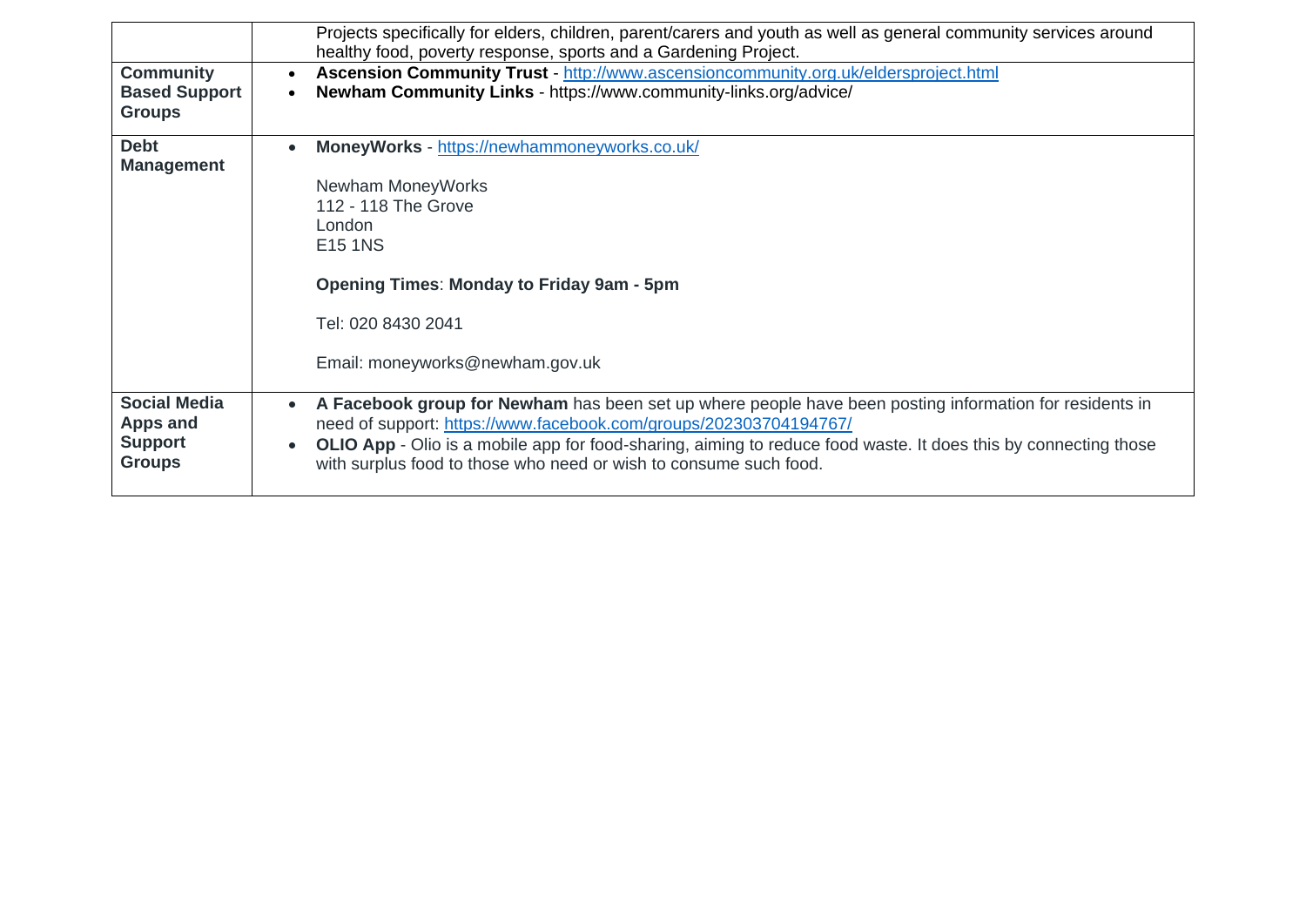| | |
|---|---|
| | Projects specifically for elders, children, parent/carers and youth as well as general community services around healthy food, poverty response, sports and a Gardening Project. |
| **Community Based Support Groups** | • **Ascension Community Trust** - http://www.ascensioncommunity.org.uk/eldersproject.html<br>• **Newham Community Links** - https://www.community-links.org/advice/ |
| **Debt Management** | • **MoneyWorks** - https://newhammoneyworks.co.uk/<br><br>Newham MoneyWorks<br>112 - 118 The Grove<br>London<br>E15 1NS<br><br>**Opening Times**: **Monday to Friday 9am - 5pm**<br><br>Tel: 020 8430 2041<br><br>Email: moneyworks@newham.gov.uk |
| **Social Media Apps and Support Groups** | • **A Facebook group for Newham** has been set up where people have been posting information for residents in need of support: https://www.facebook.com/groups/202303704194767/<br>• **OLIO App** - Olio is a mobile app for food-sharing, aiming to reduce food waste. It does this by connecting those with surplus food to those who need or wish to consume such food. |